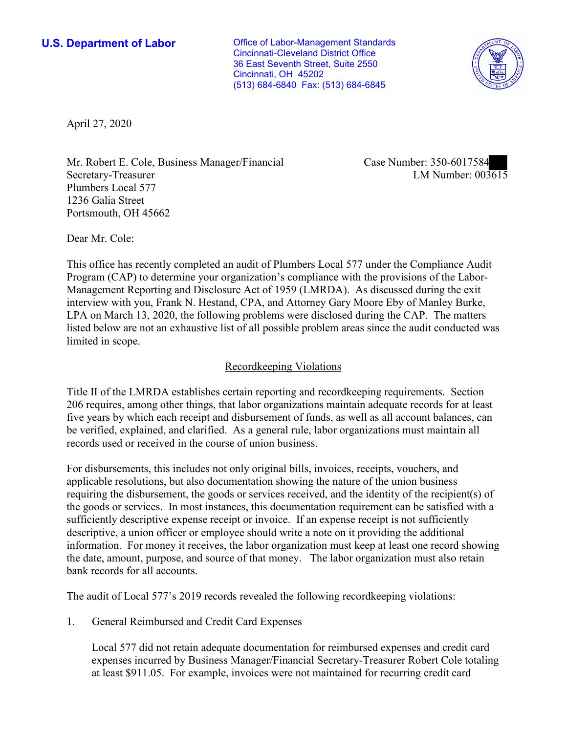**U.S. Department of Labor**

Office of Labor-Management Standards
Cincinnati-Cleveland District Office
36 East Seventh Street, Suite 2550
Cincinnati, OH 45202
(513) 684-6840 Fax: (513) 684-6845

April 27, 2020

Mr. Robert E. Cole, Business Manager/Financial Secretary-Treasurer
Plumbers Local 577
1236 Galia Street
Portsmouth, OH 45662

Case Number: 350-6017584
LM Number: 003615

Dear Mr. Cole:

This office has recently completed an audit of Plumbers Local 577 under the Compliance Audit Program (CAP) to determine your organization's compliance with the provisions of the Labor-Management Reporting and Disclosure Act of 1959 (LMRDA). As discussed during the exit interview with you, Frank N. Hestand, CPA, and Attorney Gary Moore Eby of Manley Burke, LPA on March 13, 2020, the following problems were disclosed during the CAP. The matters listed below are not an exhaustive list of all possible problem areas since the audit conducted was limited in scope.

## Recordkeeping Violations

Title II of the LMRDA establishes certain reporting and recordkeeping requirements. Section 206 requires, among other things, that labor organizations maintain adequate records for at least five years by which each receipt and disbursement of funds, as well as all account balances, can be verified, explained, and clarified. As a general rule, labor organizations must maintain all records used or received in the course of union business.

For disbursements, this includes not only original bills, invoices, receipts, vouchers, and applicable resolutions, but also documentation showing the nature of the union business requiring the disbursement, the goods or services received, and the identity of the recipient(s) of the goods or services. In most instances, this documentation requirement can be satisfied with a sufficiently descriptive expense receipt or invoice. If an expense receipt is not sufficiently descriptive, a union officer or employee should write a note on it providing the additional information. For money it receives, the labor organization must keep at least one record showing the date, amount, purpose, and source of that money. The labor organization must also retain bank records for all accounts.

The audit of Local 577's 2019 records revealed the following recordkeeping violations:

1. General Reimbursed and Credit Card Expenses

   Local 577 did not retain adequate documentation for reimbursed expenses and credit card expenses incurred by Business Manager/Financial Secretary-Treasurer Robert Cole totaling at least $911.05. For example, invoices were not maintained for recurring credit card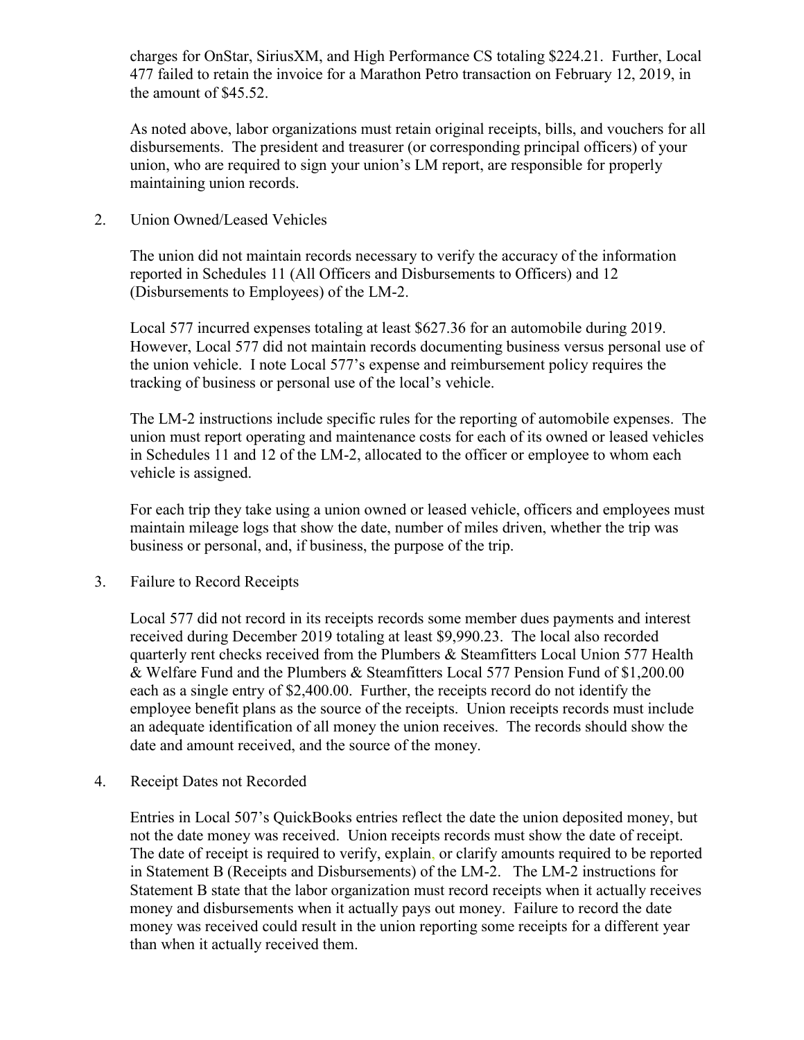charges for OnStar, SiriusXM, and High Performance CS totaling $224.21. Further, Local 477 failed to retain the invoice for a Marathon Petro transaction on February 12, 2019, in the amount of $45.52.

As noted above, labor organizations must retain original receipts, bills, and vouchers for all disbursements. The president and treasurer (or corresponding principal officers) of your union, who are required to sign your union's LM report, are responsible for properly maintaining union records.

2. Union Owned/Leased Vehicles

The union did not maintain records necessary to verify the accuracy of the information reported in Schedules 11 (All Officers and Disbursements to Officers) and 12 (Disbursements to Employees) of the LM-2.

Local 577 incurred expenses totaling at least $627.36 for an automobile during 2019. However, Local 577 did not maintain records documenting business versus personal use of the union vehicle. I note Local 577's expense and reimbursement policy requires the tracking of business or personal use of the local's vehicle.

The LM-2 instructions include specific rules for the reporting of automobile expenses. The union must report operating and maintenance costs for each of its owned or leased vehicles in Schedules 11 and 12 of the LM-2, allocated to the officer or employee to whom each vehicle is assigned.

For each trip they take using a union owned or leased vehicle, officers and employees must maintain mileage logs that show the date, number of miles driven, whether the trip was business or personal, and, if business, the purpose of the trip.

3. Failure to Record Receipts

Local 577 did not record in its receipts records some member dues payments and interest received during December 2019 totaling at least $9,990.23. The local also recorded quarterly rent checks received from the Plumbers & Steamfitters Local Union 577 Health & Welfare Fund and the Plumbers & Steamfitters Local 577 Pension Fund of $1,200.00 each as a single entry of $2,400.00. Further, the receipts record do not identify the employee benefit plans as the source of the receipts. Union receipts records must include an adequate identification of all money the union receives. The records should show the date and amount received, and the source of the money.

4. Receipt Dates not Recorded

Entries in Local 507's QuickBooks entries reflect the date the union deposited money, but not the date money was received. Union receipts records must show the date of receipt. The date of receipt is required to verify, explain, or clarify amounts required to be reported in Statement B (Receipts and Disbursements) of the LM-2. The LM-2 instructions for Statement B state that the labor organization must record receipts when it actually receives money and disbursements when it actually pays out money. Failure to record the date money was received could result in the union reporting some receipts for a different year than when it actually received them.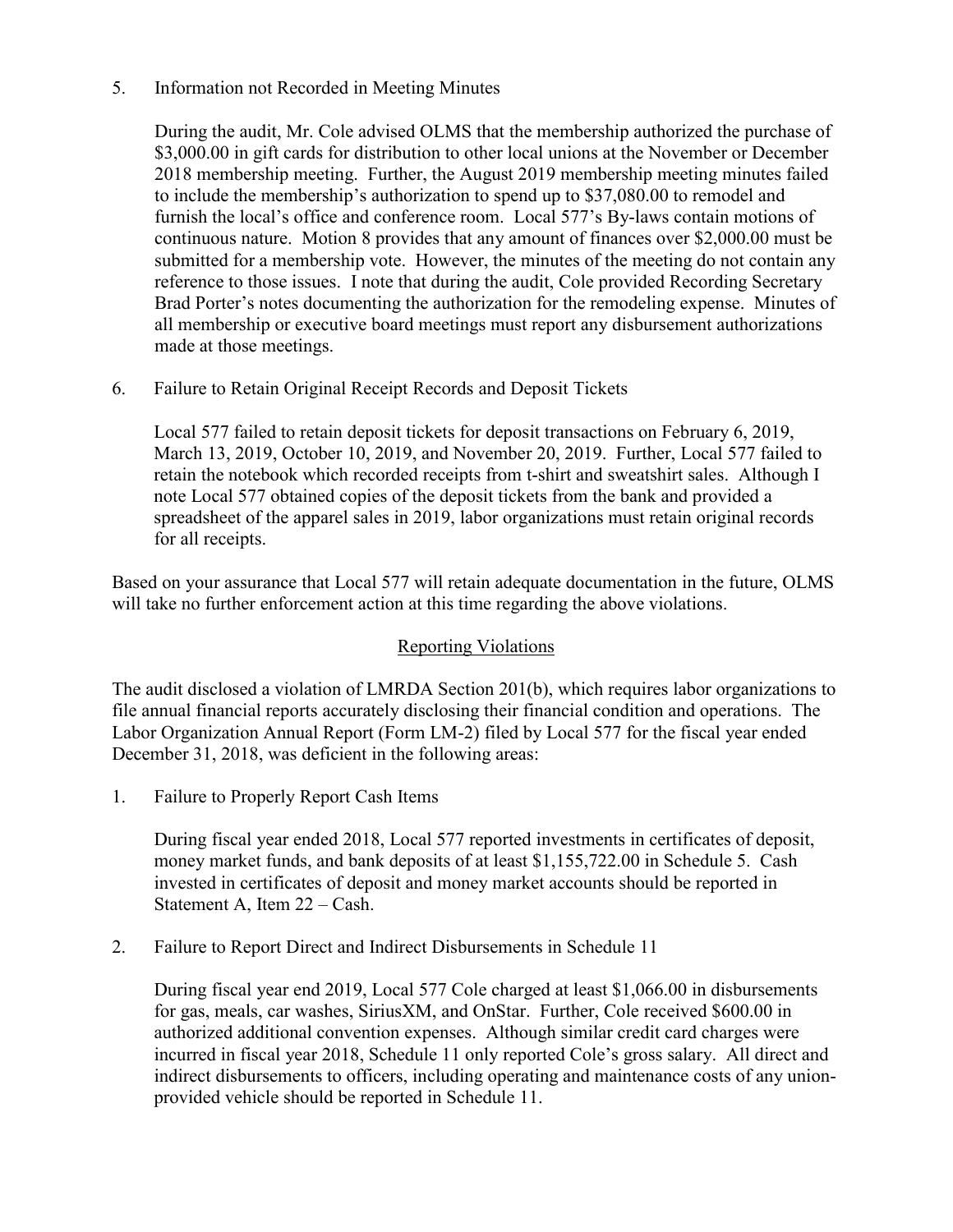5. Information not Recorded in Meeting Minutes

   During the audit, Mr. Cole advised OLMS that the membership authorized the purchase of $3,000.00 in gift cards for distribution to other local unions at the November or December 2018 membership meeting. Further, the August 2019 membership meeting minutes failed to include the membership's authorization to spend up to $37,080.00 to remodel and furnish the local's office and conference room. Local 577's By-laws contain motions of continuous nature. Motion 8 provides that any amount of finances over $2,000.00 must be submitted for a membership vote. However, the minutes of the meeting do not contain any reference to those issues. I note that during the audit, Cole provided Recording Secretary Brad Porter's notes documenting the authorization for the remodeling expense. Minutes of all membership or executive board meetings must report any disbursement authorizations made at those meetings.

6. Failure to Retain Original Receipt Records and Deposit Tickets

   Local 577 failed to retain deposit tickets for deposit transactions on February 6, 2019, March 13, 2019, October 10, 2019, and November 20, 2019. Further, Local 577 failed to retain the notebook which recorded receipts from t-shirt and sweatshirt sales. Although I note Local 577 obtained copies of the deposit tickets from the bank and provided a spreadsheet of the apparel sales in 2019, labor organizations must retain original records for all receipts.

Based on your assurance that Local 577 will retain adequate documentation in the future, OLMS will take no further enforcement action at this time regarding the above violations.

## Reporting Violations

The audit disclosed a violation of LMRDA Section 201(b), which requires labor organizations to file annual financial reports accurately disclosing their financial condition and operations. The Labor Organization Annual Report (Form LM-2) filed by Local 577 for the fiscal year ended December 31, 2018, was deficient in the following areas:

1. Failure to Properly Report Cash Items

   During fiscal year ended 2018, Local 577 reported investments in certificates of deposit, money market funds, and bank deposits of at least $1,155,722.00 in Schedule 5. Cash invested in certificates of deposit and money market accounts should be reported in Statement A, Item 22 – Cash.

2. Failure to Report Direct and Indirect Disbursements in Schedule 11

   During fiscal year end 2019, Local 577 Cole charged at least $1,066.00 in disbursements for gas, meals, car washes, SiriusXM, and OnStar. Further, Cole received $600.00 in authorized additional convention expenses. Although similar credit card charges were incurred in fiscal year 2018, Schedule 11 only reported Cole's gross salary. All direct and indirect disbursements to officers, including operating and maintenance costs of any union-provided vehicle should be reported in Schedule 11.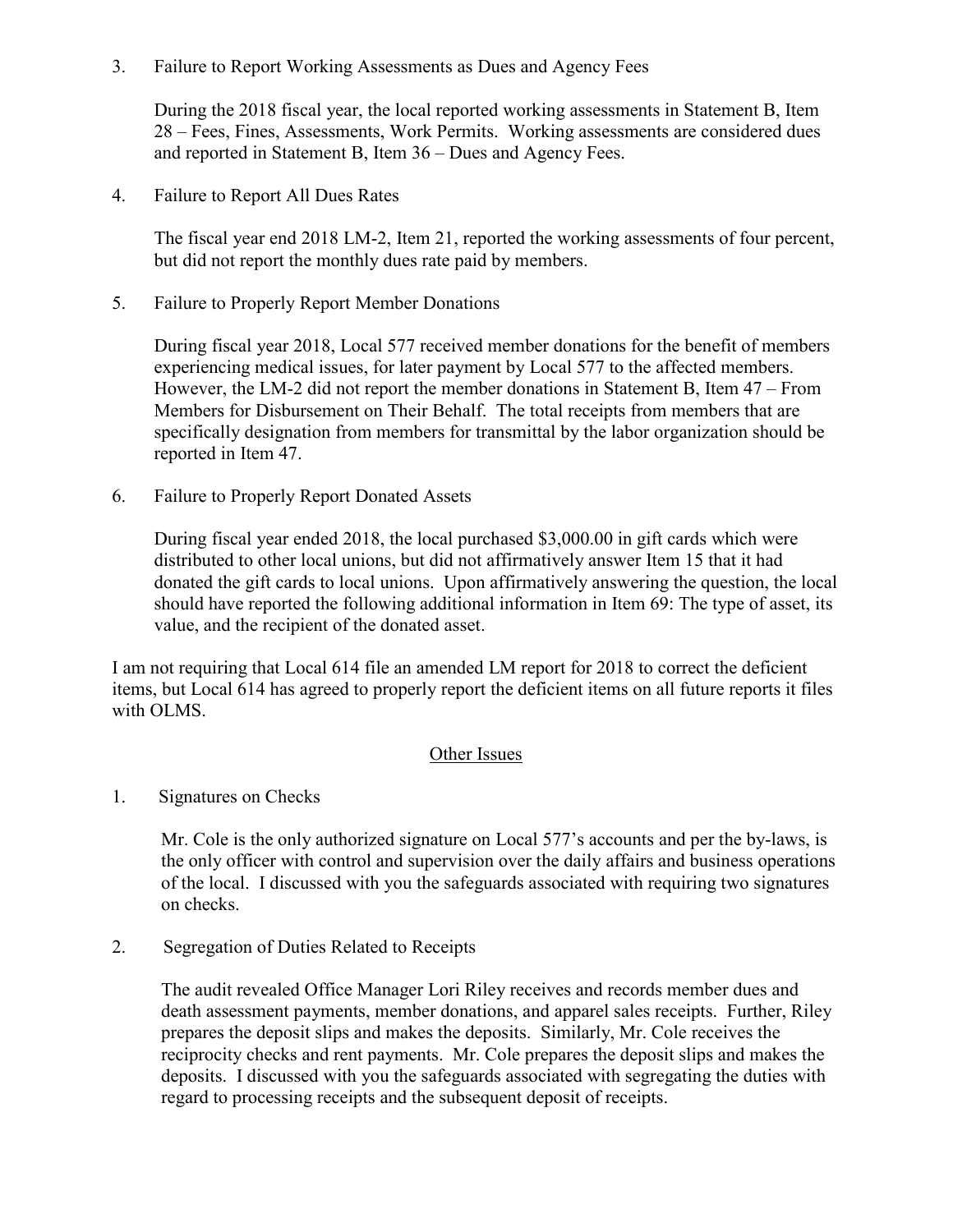3. Failure to Report Working Assessments as Dues and Agency Fees

   During the 2018 fiscal year, the local reported working assessments in Statement B, Item 28 – Fees, Fines, Assessments, Work Permits. Working assessments are considered dues and reported in Statement B, Item 36 – Dues and Agency Fees.

4. Failure to Report All Dues Rates

   The fiscal year end 2018 LM-2, Item 21, reported the working assessments of four percent, but did not report the monthly dues rate paid by members.

5. Failure to Properly Report Member Donations

   During fiscal year 2018, Local 577 received member donations for the benefit of members experiencing medical issues, for later payment by Local 577 to the affected members. However, the LM-2 did not report the member donations in Statement B, Item 47 – From Members for Disbursement on Their Behalf. The total receipts from members that are specifically designation from members for transmittal by the labor organization should be reported in Item 47.

6. Failure to Properly Report Donated Assets

   During fiscal year ended 2018, the local purchased $3,000.00 in gift cards which were distributed to other local unions, but did not affirmatively answer Item 15 that it had donated the gift cards to local unions. Upon affirmatively answering the question, the local should have reported the following additional information in Item 69: The type of asset, its value, and the recipient of the donated asset.

I am not requiring that Local 614 file an amended LM report for 2018 to correct the deficient items, but Local 614 has agreed to properly report the deficient items on all future reports it files with OLMS.

## Other Issues

1. Signatures on Checks

   Mr. Cole is the only authorized signature on Local 577's accounts and per the by-laws, is the only officer with control and supervision over the daily affairs and business operations of the local. I discussed with you the safeguards associated with requiring two signatures on checks.

2. Segregation of Duties Related to Receipts

   The audit revealed Office Manager Lori Riley receives and records member dues and death assessment payments, member donations, and apparel sales receipts. Further, Riley prepares the deposit slips and makes the deposits. Similarly, Mr. Cole receives the reciprocity checks and rent payments. Mr. Cole prepares the deposit slips and makes the deposits. I discussed with you the safeguards associated with segregating the duties with regard to processing receipts and the subsequent deposit of receipts.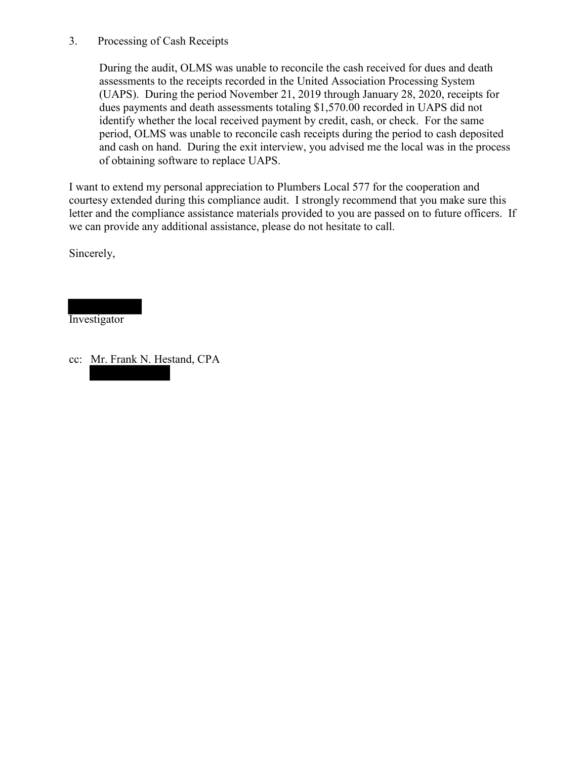3. Processing of Cash Receipts

During the audit, OLMS was unable to reconcile the cash received for dues and death assessments to the receipts recorded in the United Association Processing System (UAPS). During the period November 21, 2019 through January 28, 2020, receipts for dues payments and death assessments totaling $1,570.00 recorded in UAPS did not identify whether the local received payment by credit, cash, or check. For the same period, OLMS was unable to reconcile cash receipts during the period to cash deposited and cash on hand. During the exit interview, you advised me the local was in the process of obtaining software to replace UAPS.

I want to extend my personal appreciation to Plumbers Local 577 for the cooperation and courtesy extended during this compliance audit. I strongly recommend that you make sure this letter and the compliance assistance materials provided to you are passed on to future officers. If we can provide any additional assistance, please do not hesitate to call.

Sincerely,

Investigator

cc: Mr. Frank N. Hestand, CPA